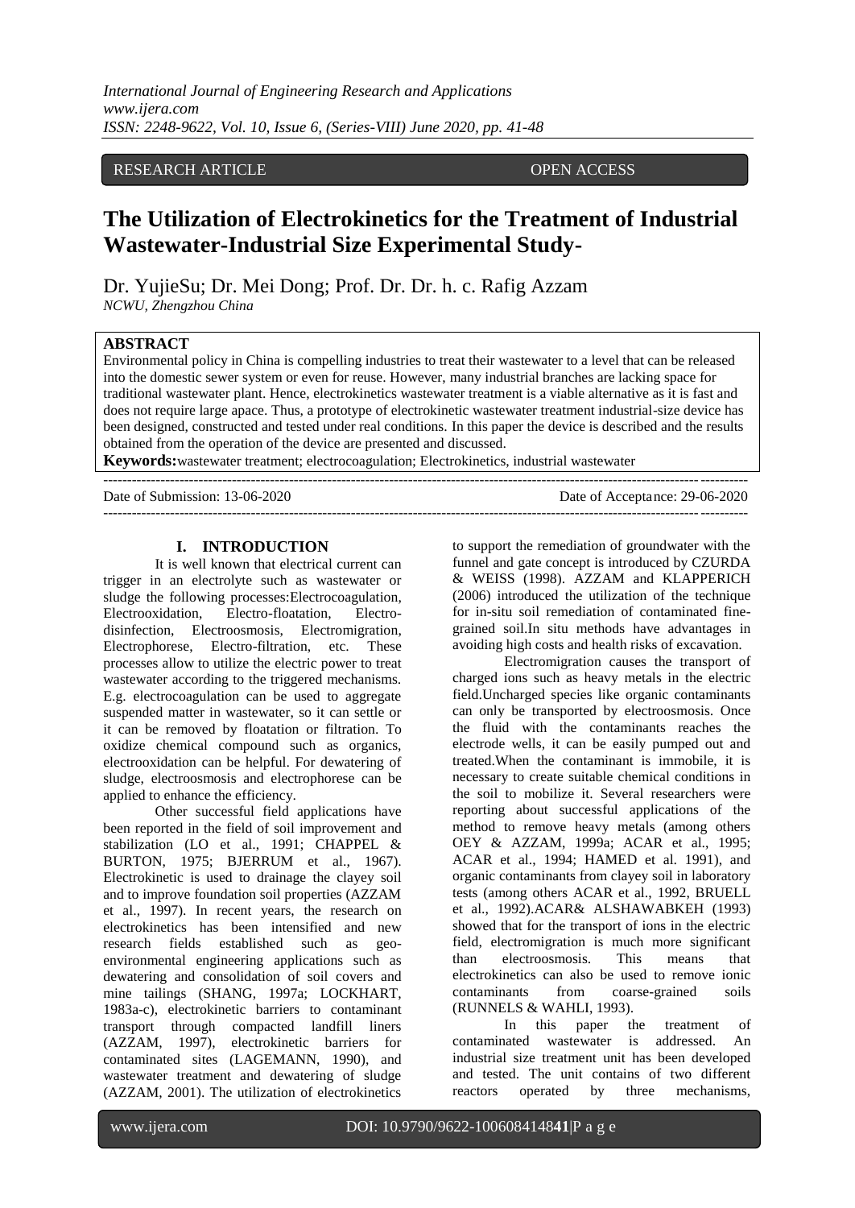RESEARCH ARTICLE OPEN ACCESS

# The Utilization of Electrokinetics for the Treatment of Industrial Wastewater-Industrial Size Experimental Study-

Dr. YujieSu; Dr. Mei Dong; Prof. Dr. Dr. h. c. Rafig Azzam

*NCWU, Zhengzhou China*

**ABSTRACT**

Environmental policy in China is compelling industries to treat their wastewater to a level that can be released into the domestic sewer system or even for reuse. However, many industrial branches are lacking space for traditional wastewater plant. Hence, electrokinetics wastewater treatment is a viable alternative as it is fast and does not require large apace. Thus, a prototype of electrokinetic wastewater treatment industrial-size device has been designed, constructed and tested under real conditions. In this paper the device is described and the results obtained from the operation of the device are presented and discussed.

**Keywords:** wastewater treatment; electrocoagulation; Electrokinetics, industrial wastewater

Date of Submission: 13-06-2020 Date of Acceptance: 29-06-2020

## I. INTRODUCTION

It is well known that electrical current can trigger in an electrolyte such as wastewater or sludge the following processes: Electrocoagulation, Electrooxidation, Electro-floatation, Electro-disinfection, Electroosmosis, Electromigration, Electrophorese, Electro-filtration, etc. These processes allow to utilize the electric power to treat wastewater according to the triggered mechanisms. E.g. electrocoagulation can be used to aggregate suspended matter in wastewater, so it can settle or it can be removed by floatation or filtration. To oxidize chemical compound such as organics, electrooxidation can be helpful. For dewatering of sludge, electroosmosis and electrophorese can be applied to enhance the efficiency.

Other successful field applications have been reported in the field of soil improvement and stabilization (LO et al., 1991; CHAPPEL & BURTON, 1975; BJERRUM et al., 1967). Electrokinetic is used to drainage the clayey soil and to improve foundation soil properties (AZZAM et al., 1997). In recent years, the research on electrokinetics has been intensified and new research fields established such as geo-environmental engineering applications such as dewatering and consolidation of soil covers and mine tailings (SHANG, 1997a; LOCKHART, 1983a-c), electrokinetic barriers to contaminant transport through compacted landfill liners (AZZAM, 1997), electrokinetic barriers for contaminated sites (LAGEMANN, 1990), and wastewater treatment and dewatering of sludge (AZZAM, 2001). The utilization of electrokinetics to support the remediation of groundwater with the funnel and gate concept is introduced by CZURDA & WEISS (1998). AZZAM and KLAPPERICH (2006) introduced the utilization of the technique for in-situ soil remediation of contaminated fine-grained soil. In situ methods have advantages in avoiding high costs and health risks of excavation.

Electromigration causes the transport of charged ions such as heavy metals in the electric field. Uncharged species like organic contaminants can only be transported by electroosmosis. Once the fluid with the contaminants reaches the electrode wells, it can be easily pumped out and treated. When the contaminant is immobile, it is necessary to create suitable chemical conditions in the soil to mobilize it. Several researchers were reporting about successful applications of the method to remove heavy metals (among others OEY & AZZAM, 1999a; ACAR et al., 1995; ACAR et al., 1994; HAMED et al. 1991), and organic contaminants from clayey soil in laboratory tests (among others ACAR et al., 1992, BRUELL et al., 1992). ACAR& ALSHAWABKEH (1993) showed that for the transport of ions in the electric field, electromigration is much more significant than electroosmosis. This means that electrokinetics can also be used to remove ionic contaminants from coarse-grained soils (RUNNELS & WAHLI, 1993).

In this paper the treatment of contaminated wastewater is addressed. An industrial size treatment unit has been developed and tested. The unit contains of two different reactors operated by three mechanisms,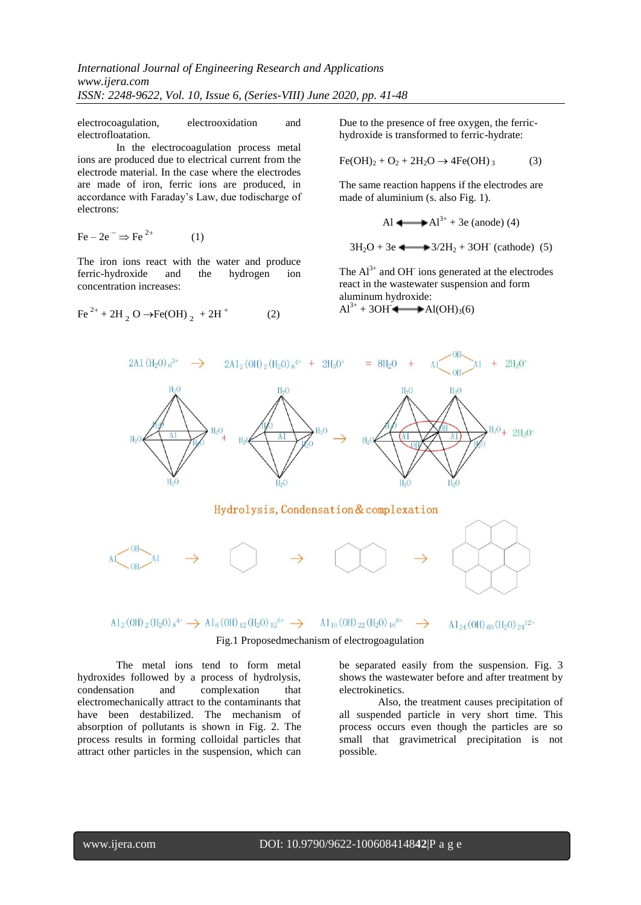electrocoagulation, electrooxidation and electrofloatation.

In the electrocoagulation process metal ions are produced due to electrical current from the electrode material. In the case where the electrodes are made of iron, ferric ions are produced, in accordance with Faraday's Law, due todischarge of electrons:

$$Fe - 2e^{-} \Rightarrow Fe^{2+} \quad (1)$$

The iron ions react with the water and produce ferric-hydroxide and the hydrogen ion concentration increases:

$$Fe^{2+} + 2H_2O \rightarrow Fe(OH)_2 + 2H^{+} \quad (2)$$

Due to the presence of free oxygen, the ferric-hydroxide is transformed to ferric-hydrate:

$$Fe(OH)_2 + O_2 + 2H_2O \rightarrow 4Fe(OH)_3 \quad (3)$$

The same reaction happens if the electrodes are made of aluminium (s. also Fig. 1).

$$Al \longleftrightarrow Al^{3+} + 3e \text{ (anode)} \quad (4)$$

$$3H_2O + 3e \longleftrightarrow 3/2H_2 + 3OH^{-} \text{ (cathode)} \quad (5)$$

The $Al^{3+}$ and $OH^{-}$ ions generated at the electrodes react in the wastewater suspension and form aluminum hydroxide:

$$Al^{3+} + 3OH^{-} \longleftrightarrow Al(OH)_3 \quad (6)$$

Fig.1 Proposedmechanism of electrogoagulation

The metal ions tend to form metal hydroxides followed by a process of hydrolysis, condensation and complexation that electromechanically attract to the contaminants that have been destabilized. The mechanism of absorption of pollutants is shown in Fig. 2. The process results in forming colloidal particles that attract other particles in the suspension, which can be separated easily from the suspension. Fig. 3 shows the wastewater before and after treatment by electrokinetics.

Also, the treatment causes precipitation of all suspended particle in very short time. This process occurs even though the particles are so small that gravimetrical precipitation is not possible.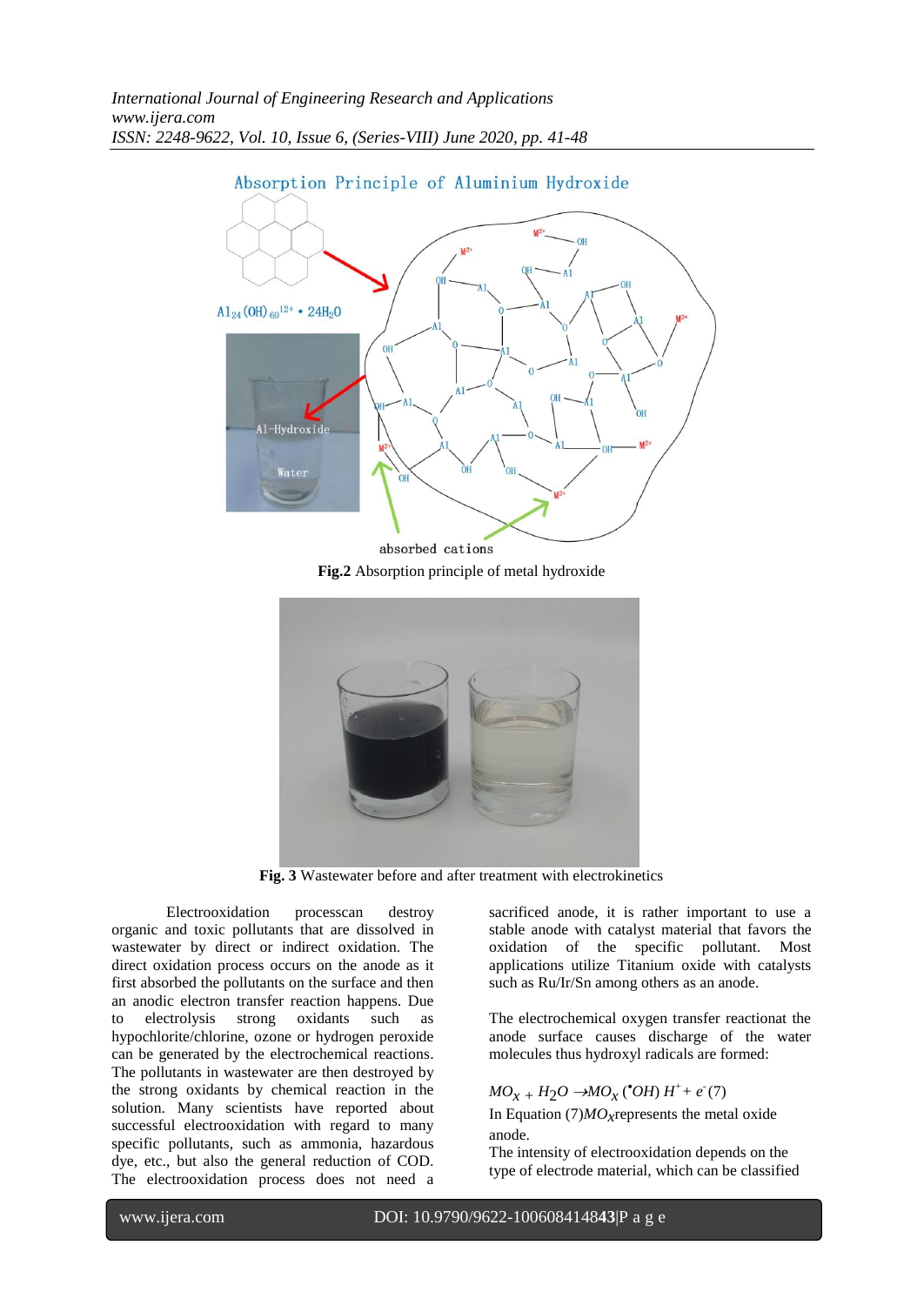Absorption Principle of Aluminium Hydroxide

$Al_{24}(OH)_{60}^{12+} \cdot 24H_2O$

**Fig.2** Absorption principle of metal hydroxide

**Fig. 3** Wastewater before and after treatment with electrokinetics

Electrooxidation processcan destroy organic and toxic pollutants that are dissolved in wastewater by direct or indirect oxidation. The direct oxidation process occurs on the anode as it first absorbed the pollutants on the surface and then an anodic electron transfer reaction happens. Due to electrolysis strong oxidants such as hypochlorite/chlorine, ozone or hydrogen peroxide can be generated by the electrochemical reactions. The pollutants in wastewater are then destroyed by the strong oxidants by chemical reaction in the solution. Many scientists have reported about successful electrooxidation with regard to many specific pollutants, such as ammonia, hazardous dye, etc., but also the general reduction of COD. The electrooxidation process does not need a sacrificed anode, it is rather important to use a stable anode with catalyst material that favors the oxidation of the specific pollutant. Most applications utilize Titanium oxide with catalysts such as Ru/Ir/Sn among others as an anode.

The electrochemical oxygen transfer reactionat the anode surface causes discharge of the water molecules thus hydroxyl radicals are formed:

$$MO_x + H_2O \rightarrow MO_x\,(^{\bullet}OH)\,H^{+} + e^{-} \quad (7)$$

In Equation (7)$MO_x$represents the metal oxide anode.

The intensity of electrooxidation depends on the type of electrode material, which can be classified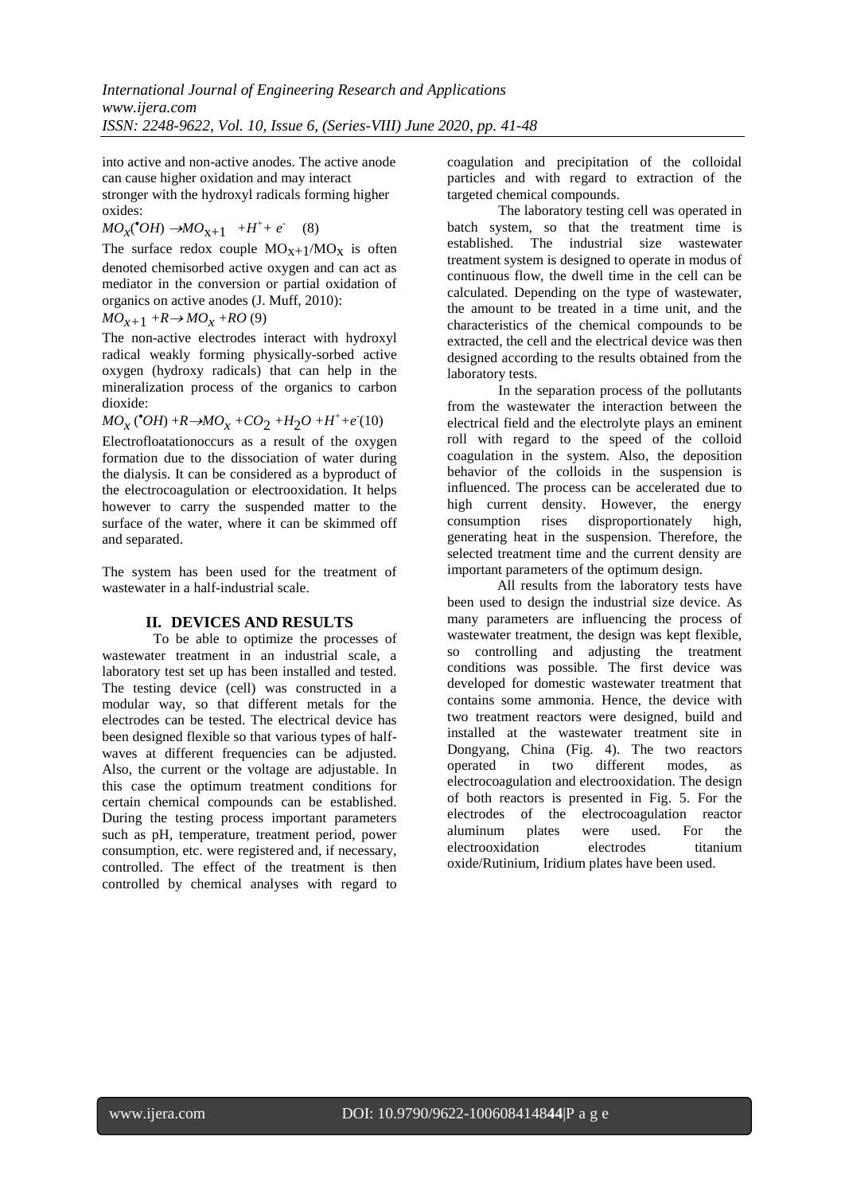into active and non-active anodes. The active anode can cause higher oxidation and may interact stronger with the hydroxyl radicals forming higher oxides:

$$MO_x(^{\bullet}OH) \rightarrow MO_{x+1} + H^+ + e^- \quad (8)$$

The surface redox couple $MO_{x+1}/MO_x$ is often denoted chemisorbed active oxygen and can act as mediator in the conversion or partial oxidation of organics on active anodes (J. Muff, 2010):

$$MO_{x+1} + R \rightarrow MO_x + RO \, (9)$$

The non-active electrodes interact with hydroxyl radical weakly forming physically-sorbed active oxygen (hydroxy radicals) that can help in the mineralization process of the organics to carbon dioxide:

$$MO_x(^{\bullet}OH) + R \rightarrow MO_x + CO_2 + H_2O + H^+ + e^- (10)$$

Electrofloatationoccurs as a result of the oxygen formation due to the dissociation of water during the dialysis. It can be considered as a byproduct of the electrocoagulation or electrooxidation. It helps however to carry the suspended matter to the surface of the water, where it can be skimmed off and separated.

The system has been used for the treatment of wastewater in a half-industrial scale.

## II. DEVICES AND RESULTS

To be able to optimize the processes of wastewater treatment in an industrial scale, a laboratory test set up has been installed and tested. The testing device (cell) was constructed in a modular way, so that different metals for the electrodes can be tested. The electrical device has been designed flexible so that various types of half-waves at different frequencies can be adjusted. Also, the current or the voltage are adjustable. In this case the optimum treatment conditions for certain chemical compounds can be established. During the testing process important parameters such as pH, temperature, treatment period, power consumption, etc. were registered and, if necessary, controlled. The effect of the treatment is then controlled by chemical analyses with regard to coagulation and precipitation of the colloidal particles and with regard to extraction of the targeted chemical compounds.

The laboratory testing cell was operated in batch system, so that the treatment time is established. The industrial size wastewater treatment system is designed to operate in modus of continuous flow, the dwell time in the cell can be calculated. Depending on the type of wastewater, the amount to be treated in a time unit, and the characteristics of the chemical compounds to be extracted, the cell and the electrical device was then designed according to the results obtained from the laboratory tests.

In the separation process of the pollutants from the wastewater the interaction between the electrical field and the electrolyte plays an eminent roll with regard to the speed of the colloid coagulation in the system. Also, the deposition behavior of the colloids in the suspension is influenced. The process can be accelerated due to high current density. However, the energy consumption rises disproportionately high, generating heat in the suspension. Therefore, the selected treatment time and the current density are important parameters of the optimum design.

All results from the laboratory tests have been used to design the industrial size device. As many parameters are influencing the process of wastewater treatment, the design was kept flexible, so controlling and adjusting the treatment conditions was possible. The first device was developed for domestic wastewater treatment that contains some ammonia. Hence, the device with two treatment reactors were designed, build and installed at the wastewater treatment site in Dongyang, China (Fig. 4). The two reactors operated in two different modes, as electrocoagulation and electrooxidation. The design of both reactors is presented in Fig. 5. For the electrodes of the electrocoagulation reactor aluminum plates were used. For the electrooxidation electrodes titanium oxide/Rutinium, Iridium plates have been used.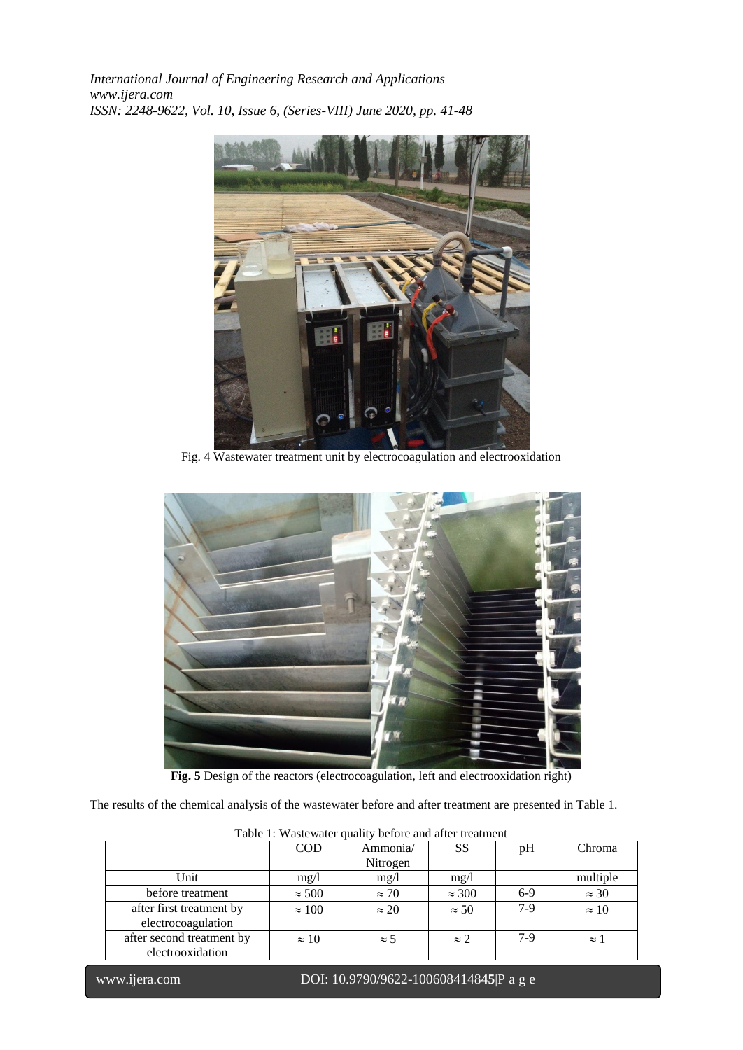Fig. 4 Wastewater treatment unit by electrocoagulation and electrooxidation

**Fig. 5** Design of the reactors (electrocoagulation, left and electrooxidation right)

The results of the chemical analysis of the wastewater before and after treatment are presented in Table 1.

Table 1: Wastewater quality before and after treatment

| | COD | Ammonia/ Nitrogen | SS | pH | Chroma |
|---|---|---|---|---|---|
| Unit | mg/l | mg/l | mg/l | | multiple |
| before treatment | ≈ 500 | ≈ 70 | ≈ 300 | 6-9 | ≈ 30 |
| after first treatment by electrocoagulation | ≈ 100 | ≈ 20 | ≈ 50 | 7-9 | ≈ 10 |
| after second treatment by electrooxidation | ≈ 10 | ≈ 5 | ≈ 2 | 7-9 | ≈ 1 |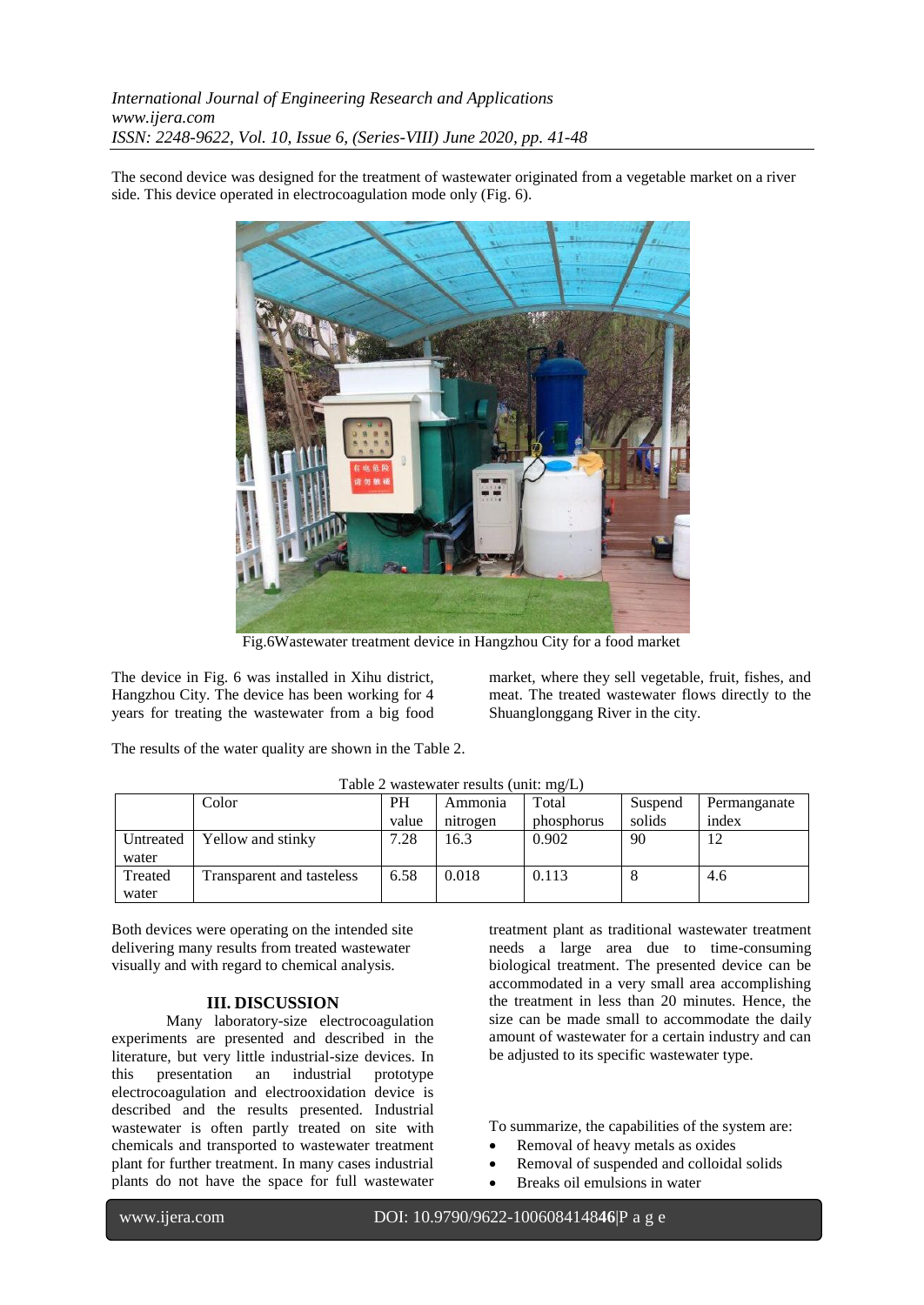The second device was designed for the treatment of wastewater originated from a vegetable market on a river side. This device operated in electrocoagulation mode only (Fig. 6).

Fig.6Wastewater treatment device in Hangzhou City for a food market

The device in Fig. 6 was installed in Xihu district, Hangzhou City. The device has been working for 4 years for treating the wastewater from a big food market, where they sell vegetable, fruit, fishes, and meat. The treated wastewater flows directly to the Shuanglonggang River in the city.

The results of the water quality are shown in the Table 2.

Table 2 wastewater results (unit: mg/L)

| | Color | PH value | Ammonia nitrogen | Total phosphorus | Suspend solids | Permanganate index |
|---|---|---|---|---|---|---|
| Untreated water | Yellow and stinky | 7.28 | 16.3 | 0.902 | 90 | 12 |
| Treated water | Transparent and tasteless | 6.58 | 0.018 | 0.113 | 8 | 4.6 |

Both devices were operating on the intended site delivering many results from treated wastewater visually and with regard to chemical analysis.

## III. DISCUSSION

Many laboratory-size electrocoagulation experiments are presented and described in the literature, but very little industrial-size devices. In this presentation an industrial prototype electrocoagulation and electrooxidation device is described and the results presented. Industrial wastewater is often partly treated on site with chemicals and transported to wastewater treatment plant for further treatment. In many cases industrial plants do not have the space for full wastewater treatment plant as traditional wastewater treatment needs a large area due to time-consuming biological treatment. The presented device can be accommodated in a very small area accomplishing the treatment in less than 20 minutes. Hence, the size can be made small to accommodate the daily amount of wastewater for a certain industry and can be adjusted to its specific wastewater type.

To summarize, the capabilities of the system are:

- Removal of heavy metals as oxides
- Removal of suspended and colloidal solids
- Breaks oil emulsions in water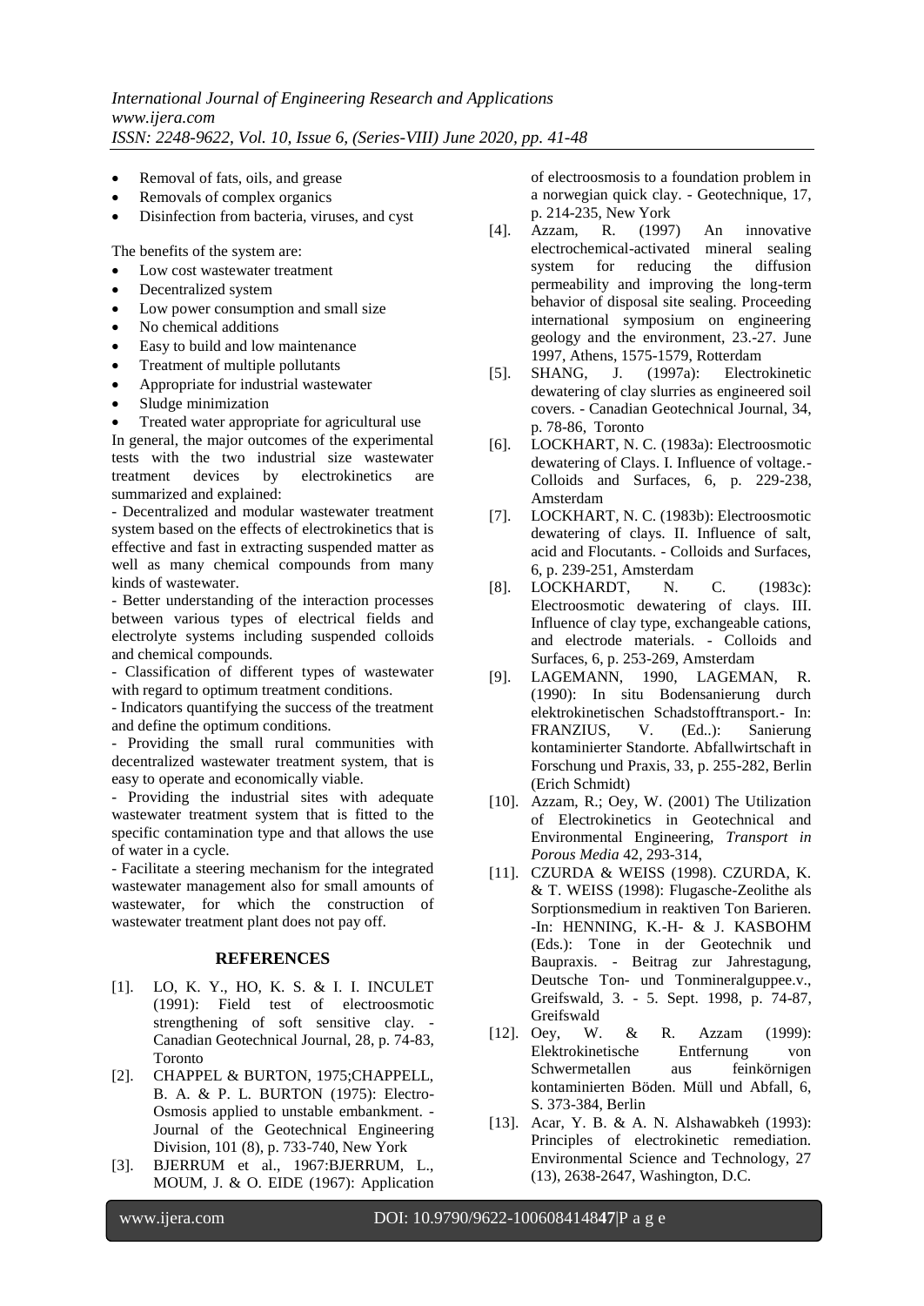- Removal of fats, oils, and grease
- Removals of complex organics
- Disinfection from bacteria, viruses, and cyst

The benefits of the system are:

- Low cost wastewater treatment
- Decentralized system
- Low power consumption and small size
- No chemical additions
- Easy to build and low maintenance
- Treatment of multiple pollutants
- Appropriate for industrial wastewater
- Sludge minimization
- Treated water appropriate for agricultural use

In general, the major outcomes of the experimental tests with the two industrial size wastewater treatment devices by electrokinetics are summarized and explained:

- Decentralized and modular wastewater treatment system based on the effects of electrokinetics that is effective and fast in extracting suspended matter as well as many chemical compounds from many kinds of wastewater.

- Better understanding of the interaction processes between various types of electrical fields and electrolyte systems including suspended colloids and chemical compounds.

- Classification of different types of wastewater with regard to optimum treatment conditions.

- Indicators quantifying the success of the treatment and define the optimum conditions.

- Providing the small rural communities with decentralized wastewater treatment system, that is easy to operate and economically viable.

- Providing the industrial sites with adequate wastewater treatment system that is fitted to the specific contamination type and that allows the use of water in a cycle.

- Facilitate a steering mechanism for the integrated wastewater management also for small amounts of wastewater, for which the construction of wastewater treatment plant does not pay off.

## REFERENCES

[1]. LO, K. Y., HO, K. S. & I. I. INCULET (1991): Field test of electroosmotic strengthening of soft sensitive clay. - Canadian Geotechnical Journal, 28, p. 74-83, Toronto

[2]. CHAPPEL & BURTON, 1975;CHAPPELL, B. A. & P. L. BURTON (1975): Electro-Osmosis applied to unstable embankment. - Journal of the Geotechnical Engineering Division, 101 (8), p. 733-740, New York

[3]. BJERRUM et al., 1967:BJERRUM, L., MOUM, J. & O. EIDE (1967): Application of electroosmosis to a foundation problem in a norwegian quick clay. - Geotechnique, 17, p. 214-235, New York

[4]. Azzam, R. (1997) An innovative electrochemical-activated mineral sealing system for reducing the diffusion permeability and improving the long-term behavior of disposal site sealing. Proceeding international symposium on engineering geology and the environment, 23.-27. June 1997, Athens, 1575-1579, Rotterdam

[5]. SHANG, J. (1997a): Electrokinetic dewatering of clay slurries as engineered soil covers. - Canadian Geotechnical Journal, 34, p. 78-86, Toronto

[6]. LOCKHART, N. C. (1983a): Electroosmotic dewatering of Clays. I. Influence of voltage.- Colloids and Surfaces, 6, p. 229-238, Amsterdam

[7]. LOCKHART, N. C. (1983b): Electroosmotic dewatering of clays. II. Influence of salt, acid and Flocutants. - Colloids and Surfaces, 6, p. 239-251, Amsterdam

[8]. LOCKHARDT, N. C. (1983c): Electroosmotic dewatering of clays. III. Influence of clay type, exchangeable cations, and electrode materials. - Colloids and Surfaces, 6, p. 253-269, Amsterdam

[9]. LAGEMANN, 1990, LAGEMAN, R. (1990): In situ Bodensanierung durch elektrokinetischen Schadstofftransport.- In: FRANZIUS, V. (Ed..): Sanierung kontaminierter Standorte. Abfallwirtschaft in Forschung und Praxis, 33, p. 255-282, Berlin (Erich Schmidt)

[10]. Azzam, R.; Oey, W. (2001) The Utilization of Electrokinetics in Geotechnical and Environmental Engineering, *Transport in Porous Media* 42, 293-314,

[11]. CZURDA & WEISS (1998). CZURDA, K. & T. WEISS (1998): Flugasche-Zeolithe als Sorptionsmedium in reaktiven Ton Barieren. -In: HENNING, K.-H- & J. KASBOHM (Eds.): Tone in der Geotechnik und Baupraxis. - Beitrag zur Jahrestagung, Deutsche Ton- und Tonmineralguppee.v., Greifswald, 3. - 5. Sept. 1998, p. 74-87, Greifswald

[12]. Oey, W. & R. Azzam (1999): Elektrokinetische Entfernung von Schwermetallen aus feinkörnigen kontaminierten Böden. Müll und Abfall, 6, S. 373-384, Berlin

[13]. Acar, Y. B. & A. N. Alshawabkeh (1993): Principles of electrokinetic remediation. Environmental Science and Technology, 27 (13), 2638-2647, Washington, D.C.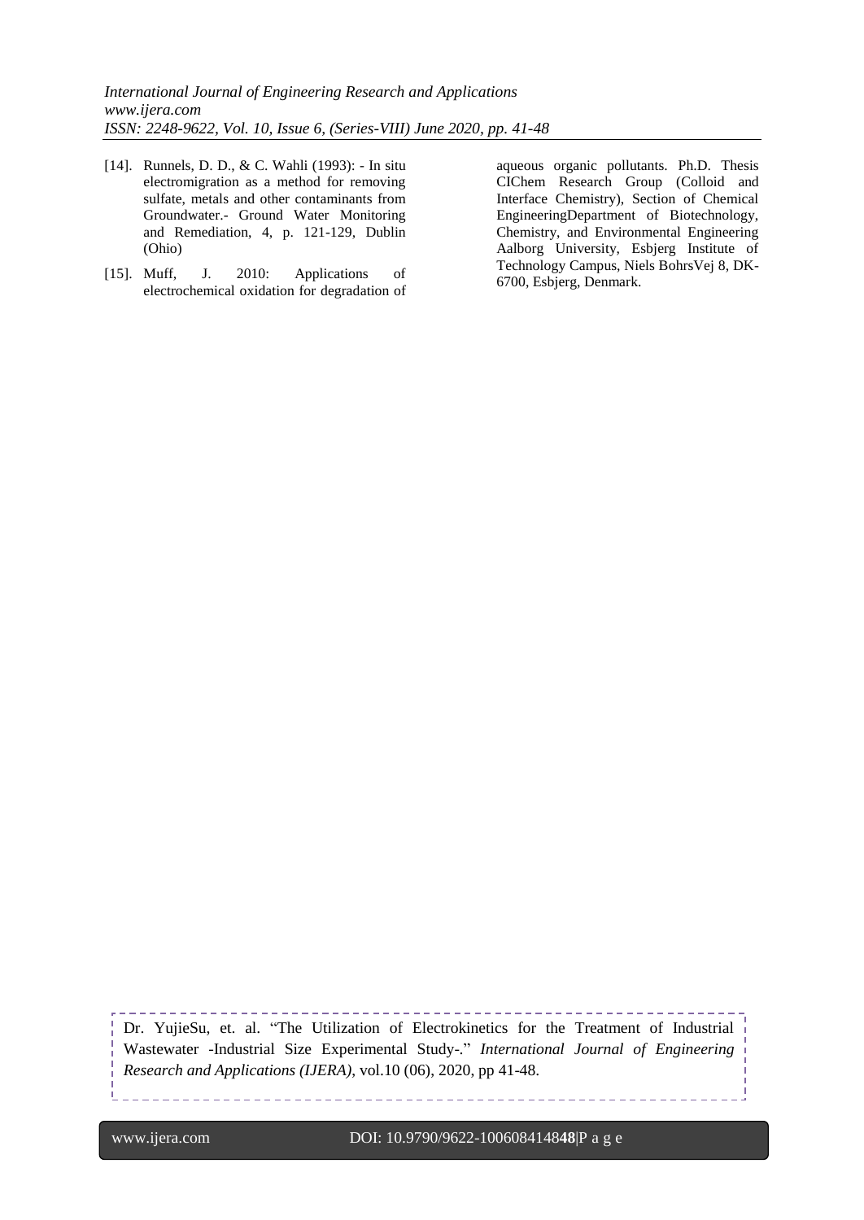[14]. Runnels, D. D., & C. Wahli (1993): - In situ electromigration as a method for removing sulfate, metals and other contaminants from Groundwater.- Ground Water Monitoring and Remediation, 4, p. 121-129, Dublin (Ohio)

[15]. Muff, J. 2010: Applications of electrochemical oxidation for degradation of aqueous organic pollutants. Ph.D. Thesis CIChem Research Group (Colloid and Interface Chemistry), Section of Chemical EngineeringDepartment of Biotechnology, Chemistry, and Environmental Engineering Aalborg University, Esbjerg Institute of Technology Campus, Niels BohrsVej 8, DK-6700, Esbjerg, Denmark.

Dr. YujieSu, et. al. "The Utilization of Electrokinetics for the Treatment of Industrial Wastewater -Industrial Size Experimental Study-." *International Journal of Engineering Research and Applications (IJERA)*, vol.10 (06), 2020, pp 41-48.